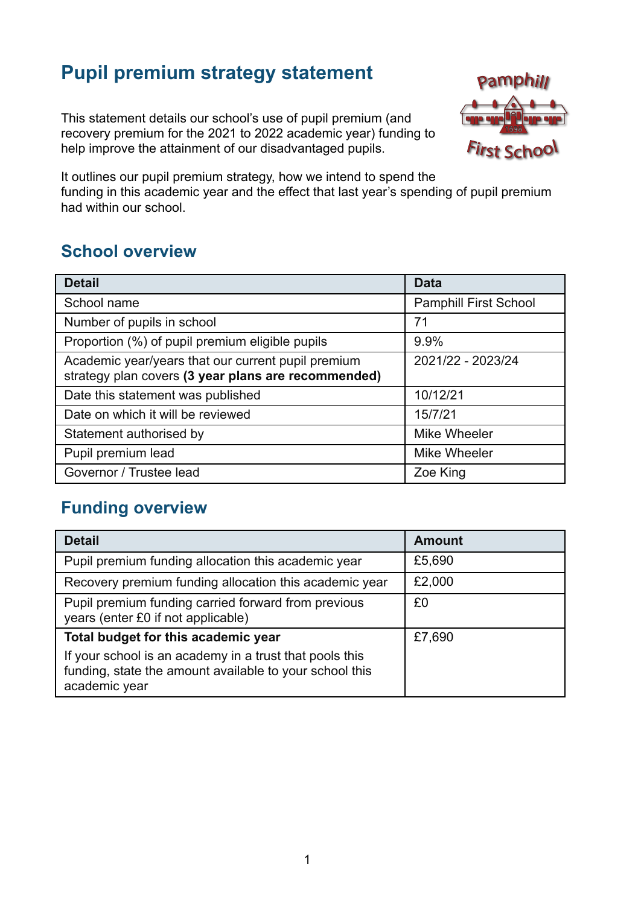# Pupil premium strategy statement

This statement details our school's use of pupil premium (and recovery premium for the 2021 to 2022 academic year) funding to help improve the attainment of our disadvantaged pupils.

It outlines our pupil premium strategy, how we intend to spend the funding in this academic year and the effect that last year's spending of pupil premium had within our school.

## School overview

| Detail | Data |
|---|---|
| School name | Pamphill First School |
| Number of pupils in school | 71 |
| Proportion (%) of pupil premium eligible pupils | 9.9% |
| Academic year/years that our current pupil premium strategy plan covers **(3 year plans are recommended)** | 2021/22 - 2023/24 |
| Date this statement was published | 10/12/21 |
| Date on which it will be reviewed | 15/7/21 |
| Statement authorised by | Mike Wheeler |
| Pupil premium lead | Mike Wheeler |
| Governor / Trustee lead | Zoe King |

## Funding overview

| Detail | Amount |
|---|---|
| Pupil premium funding allocation this academic year | £5,690 |
| Recovery premium funding allocation this academic year | £2,000 |
| Pupil premium funding carried forward from previous years (enter £0 if not applicable) | £0 |
| **Total budget for this academic year**<br>If your school is an academy in a trust that pools this funding, state the amount available to your school this academic year | £7,690 |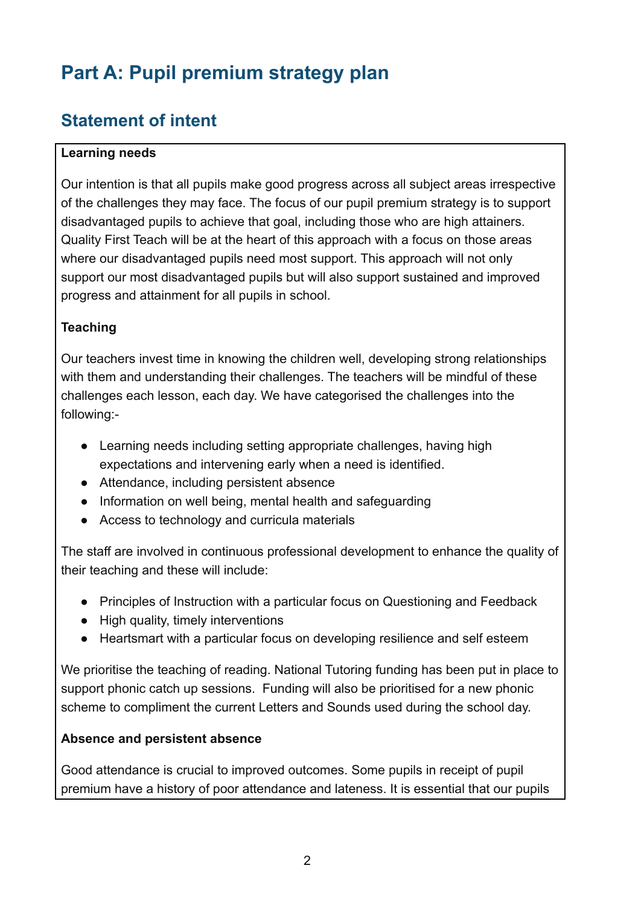# Part A: Pupil premium strategy plan

## Statement of intent

**Learning needs**

Our intention is that all pupils make good progress across all subject areas irrespective of the challenges they may face. The focus of our pupil premium strategy is to support disadvantaged pupils to achieve that goal, including those who are high attainers. Quality First Teach will be at the heart of this approach with a focus on those areas where our disadvantaged pupils need most support. This approach will not only support our most disadvantaged pupils but will also support sustained and improved progress and attainment for all pupils in school.

**Teaching**

Our teachers invest time in knowing the children well, developing strong relationships with them and understanding their challenges. The teachers will be mindful of these challenges each lesson, each day. We have categorised the challenges into the following:-

- Learning needs including setting appropriate challenges, having high expectations and intervening early when a need is identified.
- Attendance, including persistent absence
- Information on well being, mental health and safeguarding
- Access to technology and curricula materials

The staff are involved in continuous professional development to enhance the quality of their teaching and these will include:

- Principles of Instruction with a particular focus on Questioning and Feedback
- High quality, timely interventions
- Heartsmart with a particular focus on developing resilience and self esteem

We prioritise the teaching of reading. National Tutoring funding has been put in place to support phonic catch up sessions. Funding will also be prioritised for a new phonic scheme to compliment the current Letters and Sounds used during the school day.

**Absence and persistent absence**

Good attendance is crucial to improved outcomes. Some pupils in receipt of pupil premium have a history of poor attendance and lateness. It is essential that our pupils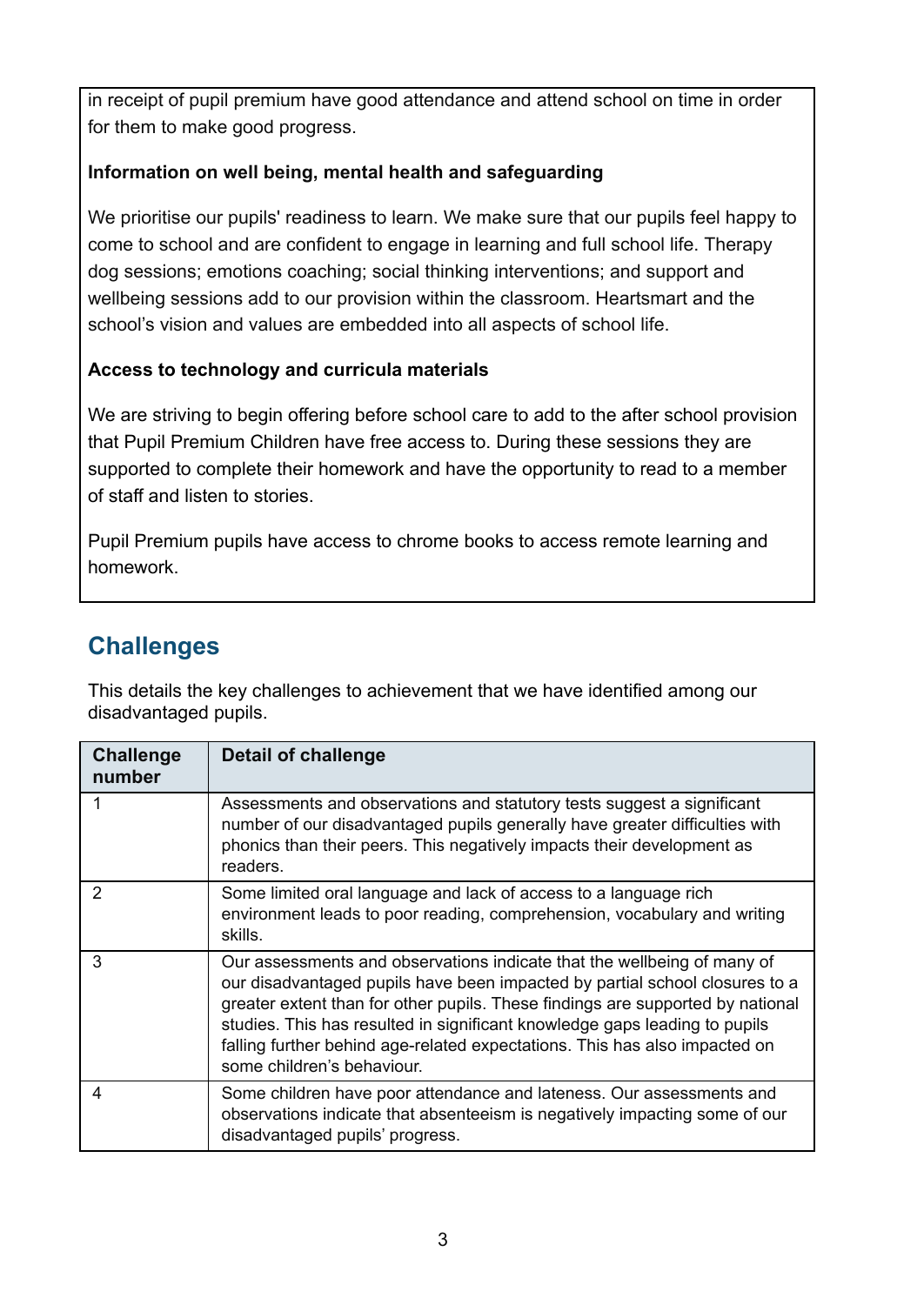in receipt of pupil premium have good attendance and attend school on time in order for them to make good progress.

**Information on well being, mental health and safeguarding**

We prioritise our pupils' readiness to learn. We make sure that our pupils feel happy to come to school and are confident to engage in learning and full school life. Therapy dog sessions; emotions coaching; social thinking interventions; and support and wellbeing sessions add to our provision within the classroom. Heartsmart and the school's vision and values are embedded into all aspects of school life.

**Access to technology and curricula materials**

We are striving to begin offering before school care to add to the after school provision that Pupil Premium Children have free access to. During these sessions they are supported to complete their homework and have the opportunity to read to a member of staff and listen to stories.

Pupil Premium pupils have access to chrome books to access remote learning and homework.

## Challenges

This details the key challenges to achievement that we have identified among our disadvantaged pupils.

| Challenge number | Detail of challenge |
|---|---|
| 1 | Assessments and observations and statutory tests suggest a significant number of our disadvantaged pupils generally have greater difficulties with phonics than their peers. This negatively impacts their development as readers. |
| 2 | Some limited oral language and lack of access to a language rich environment leads to poor reading, comprehension, vocabulary and writing skills. |
| 3 | Our assessments and observations indicate that the wellbeing of many of our disadvantaged pupils have been impacted by partial school closures to a greater extent than for other pupils. These findings are supported by national studies. This has resulted in significant knowledge gaps leading to pupils falling further behind age-related expectations. This has also impacted on some children's behaviour. |
| 4 | Some children have poor attendance and lateness. Our assessments and observations indicate that absenteeism is negatively impacting some of our disadvantaged pupils' progress. |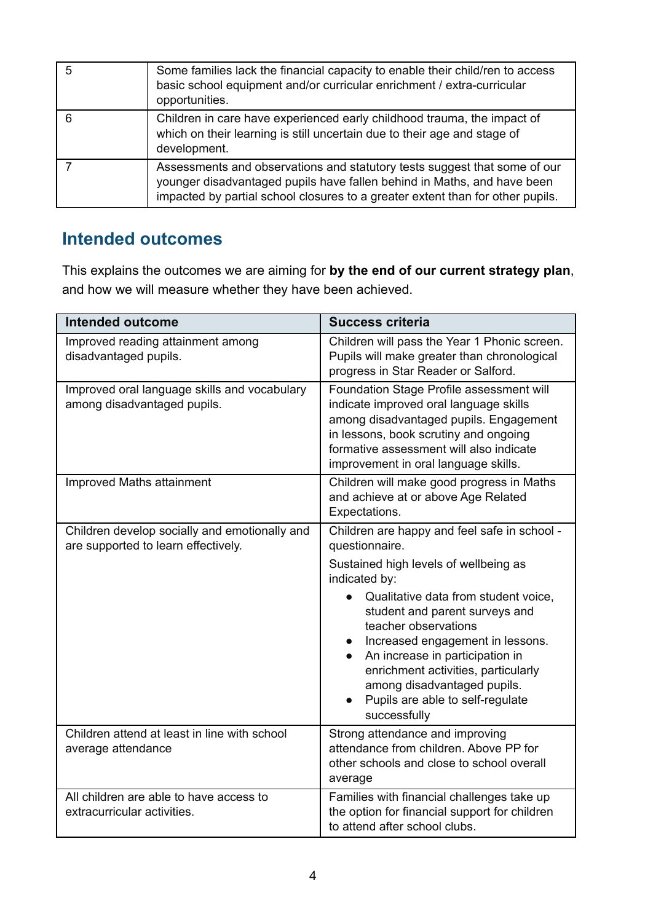| | |
|---|---|
| 5 | Some families lack the financial capacity to enable their child/ren to access basic school equipment and/or curricular enrichment / extra-curricular opportunities. |
| 6 | Children in care have experienced early childhood trauma, the impact of which on their learning is still uncertain due to their age and stage of development. |
| 7 | Assessments and observations and statutory tests suggest that some of our younger disadvantaged pupils have fallen behind in Maths, and have been impacted by partial school closures to a greater extent than for other pupils. |

## Intended outcomes

This explains the outcomes we are aiming for **by the end of our current strategy plan**, and how we will measure whether they have been achieved.

| Intended outcome | Success criteria |
|---|---|
| Improved reading attainment among disadvantaged pupils. | Children will pass the Year 1 Phonic screen. Pupils will make greater than chronological progress in Star Reader or Salford. |
| Improved oral language skills and vocabulary among disadvantaged pupils. | Foundation Stage Profile assessment will indicate improved oral language skills among disadvantaged pupils. Engagement in lessons, book scrutiny and ongoing formative assessment will also indicate improvement in oral language skills. |
| Improved Maths attainment | Children will make good progress in Maths and achieve at or above Age Related Expectations. |
| Children develop socially and emotionally and are supported to learn effectively. | Children are happy and feel safe in school - questionnaire.<br><br>Sustained high levels of wellbeing as indicated by:<br>• Qualitative data from student voice, student and parent surveys and teacher observations<br>• Increased engagement in lessons.<br>• An increase in participation in enrichment activities, particularly among disadvantaged pupils.<br>• Pupils are able to self-regulate successfully |
| Children attend at least in line with school average attendance | Strong attendance and improving attendance from children. Above PP for other schools and close to school overall average |
| All children are able to have access to extracurricular activities. | Families with financial challenges take up the option for financial support for children to attend after school clubs. |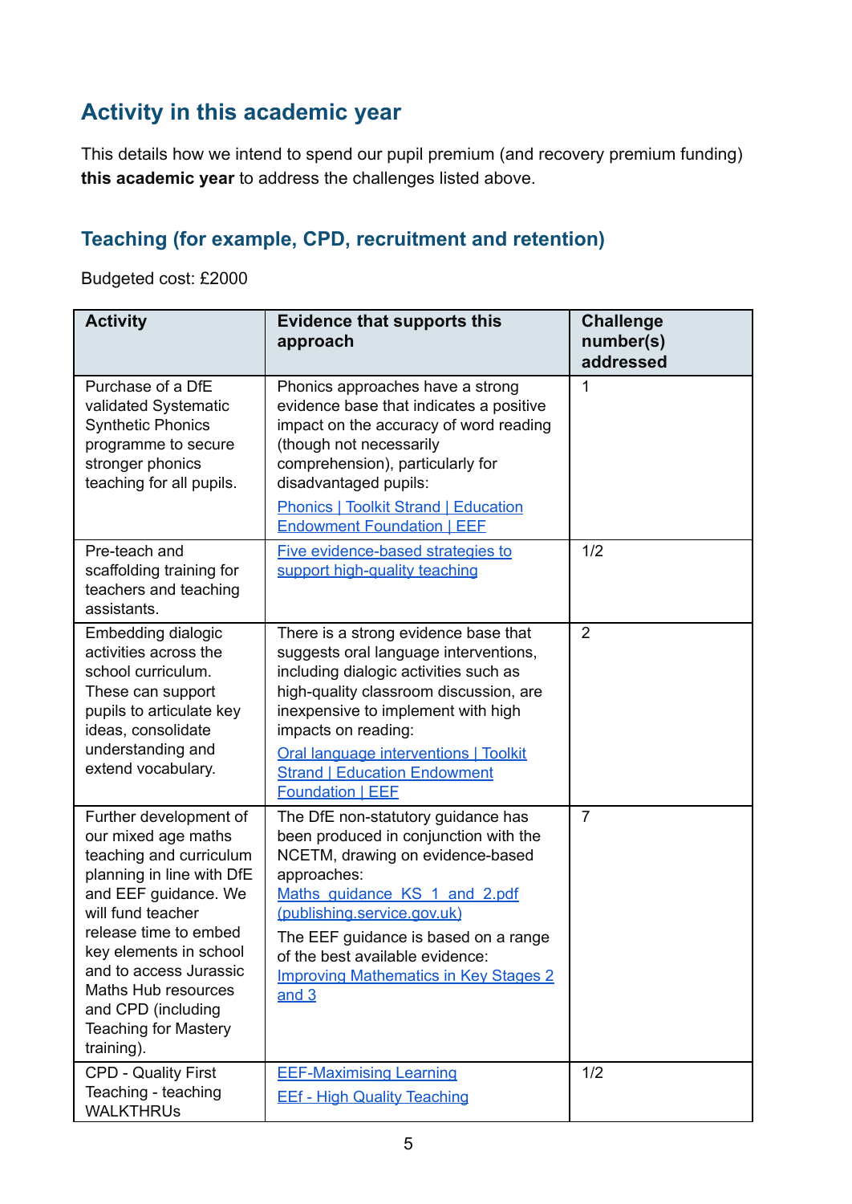## Activity in this academic year

This details how we intend to spend our pupil premium (and recovery premium funding) **this academic year** to address the challenges listed above.

### Teaching (for example, CPD, recruitment and retention)

Budgeted cost: £2000

| Activity | Evidence that supports this approach | Challenge number(s) addressed |
|---|---|---|
| Purchase of a DfE validated Systematic Synthetic Phonics programme to secure stronger phonics teaching for all pupils. | Phonics approaches have a strong evidence base that indicates a positive impact on the accuracy of word reading (though not necessarily comprehension), particularly for disadvantaged pupils: [Phonics \| Toolkit Strand \| Education Endowment Foundation \| EEF] | 1 |
| Pre-teach and scaffolding training for teachers and teaching assistants. | [Five evidence-based strategies to support high-quality teaching] | 1/2 |
| Embedding dialogic activities across the school curriculum. These can support pupils to articulate key ideas, consolidate understanding and extend vocabulary. | There is a strong evidence base that suggests oral language interventions, including dialogic activities such as high-quality classroom discussion, are inexpensive to implement with high impacts on reading: [Oral language interventions \| Toolkit Strand \| Education Endowment Foundation \| EEF] | 2 |
| Further development of our mixed age maths teaching and curriculum planning in line with DfE and EEF guidance. We will fund teacher release time to embed key elements in school and to access Jurassic Maths Hub resources and CPD (including Teaching for Mastery training). | The DfE non-statutory guidance has been produced in conjunction with the NCETM, drawing on evidence-based approaches: [Maths_guidance_KS_1_and_2.pdf (publishing.service.gov.uk)] The EEF guidance is based on a range of the best available evidence: [Improving Mathematics in Key Stages 2 and 3] | 7 |
| CPD - Quality First Teaching - teaching WALKTHRUs | [EEF-Maximising Learning] [EEf - High Quality Teaching] | 1/2 |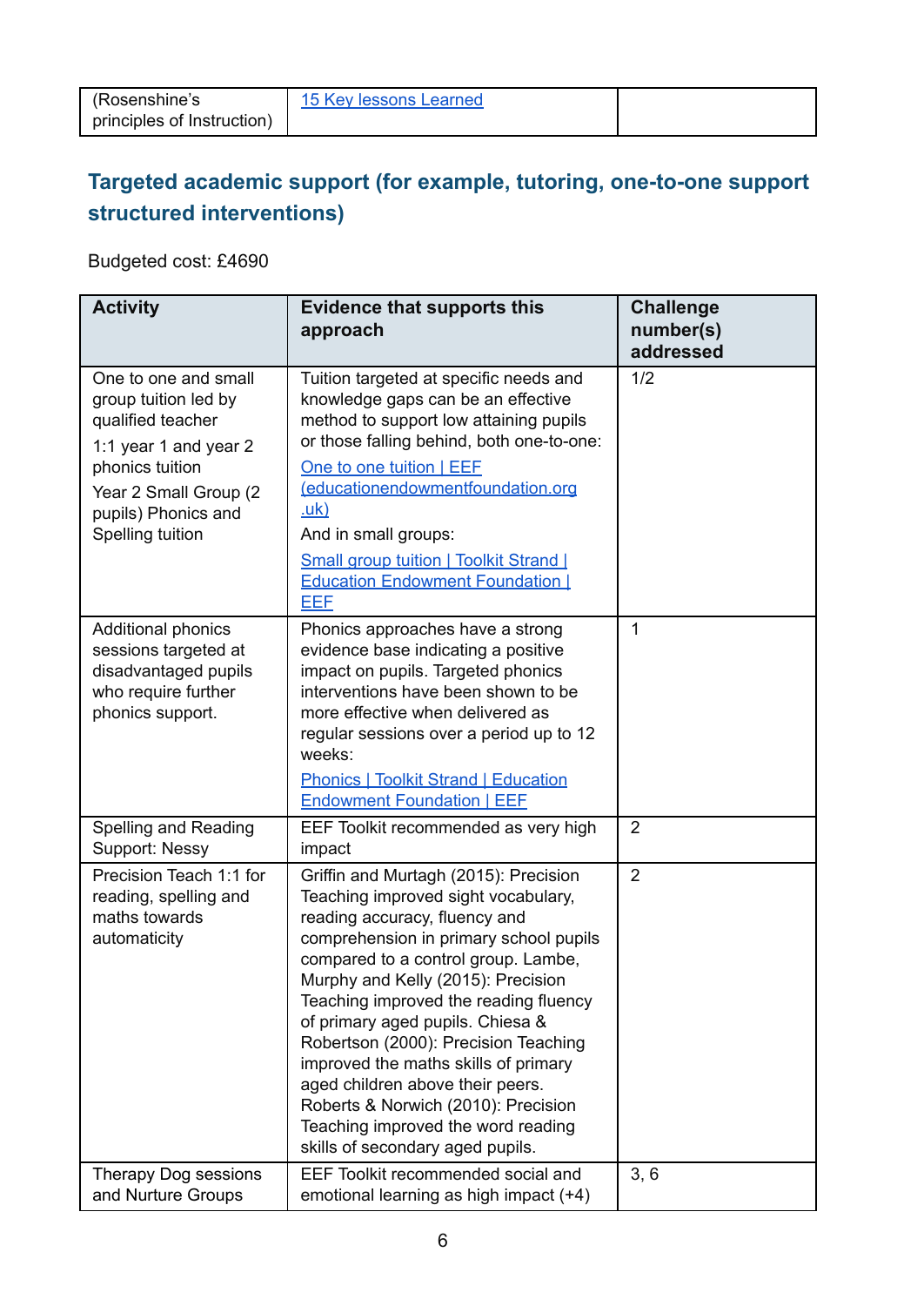| (Rosenshine's principles of Instruction) | [15 Key lessons Learned]() | |
|---|---|---|

## Targeted academic support (for example, tutoring, one-to-one support structured interventions)

Budgeted cost: £4690

| Activity | Evidence that supports this approach | Challenge number(s) addressed |
|---|---|---|
| One to one and small group tuition led by qualified teacher<br>1:1 year 1 and year 2 phonics tuition<br>Year 2 Small Group (2 pupils) Phonics and Spelling tuition | Tuition targeted at specific needs and knowledge gaps can be an effective method to support low attaining pupils or those falling behind, both one-to-one:<br>[One to one tuition \| EEF (educationendowmentfoundation.org.uk)]()<br>And in small groups:<br>[Small group tuition \| Toolkit Strand \| Education Endowment Foundation \| EEF]() | 1/2 |
| Additional phonics sessions targeted at disadvantaged pupils who require further phonics support. | Phonics approaches have a strong evidence base indicating a positive impact on pupils. Targeted phonics interventions have been shown to be more effective when delivered as regular sessions over a period up to 12 weeks:<br>[Phonics \| Toolkit Strand \| Education Endowment Foundation \| EEF]() | 1 |
| Spelling and Reading Support: Nessy | EEF Toolkit recommended as very high impact | 2 |
| Precision Teach 1:1 for reading, spelling and maths towards automaticity | Griffin and Murtagh (2015): Precision Teaching improved sight vocabulary, reading accuracy, fluency and comprehension in primary school pupils compared to a control group. Lambe, Murphy and Kelly (2015): Precision Teaching improved the reading fluency of primary aged pupils. Chiesa & Robertson (2000): Precision Teaching improved the maths skills of primary aged children above their peers. Roberts & Norwich (2010): Precision Teaching improved the word reading skills of secondary aged pupils. | 2 |
| Therapy Dog sessions and Nurture Groups | EEF Toolkit recommended social and emotional learning as high impact (+4) | 3, 6 |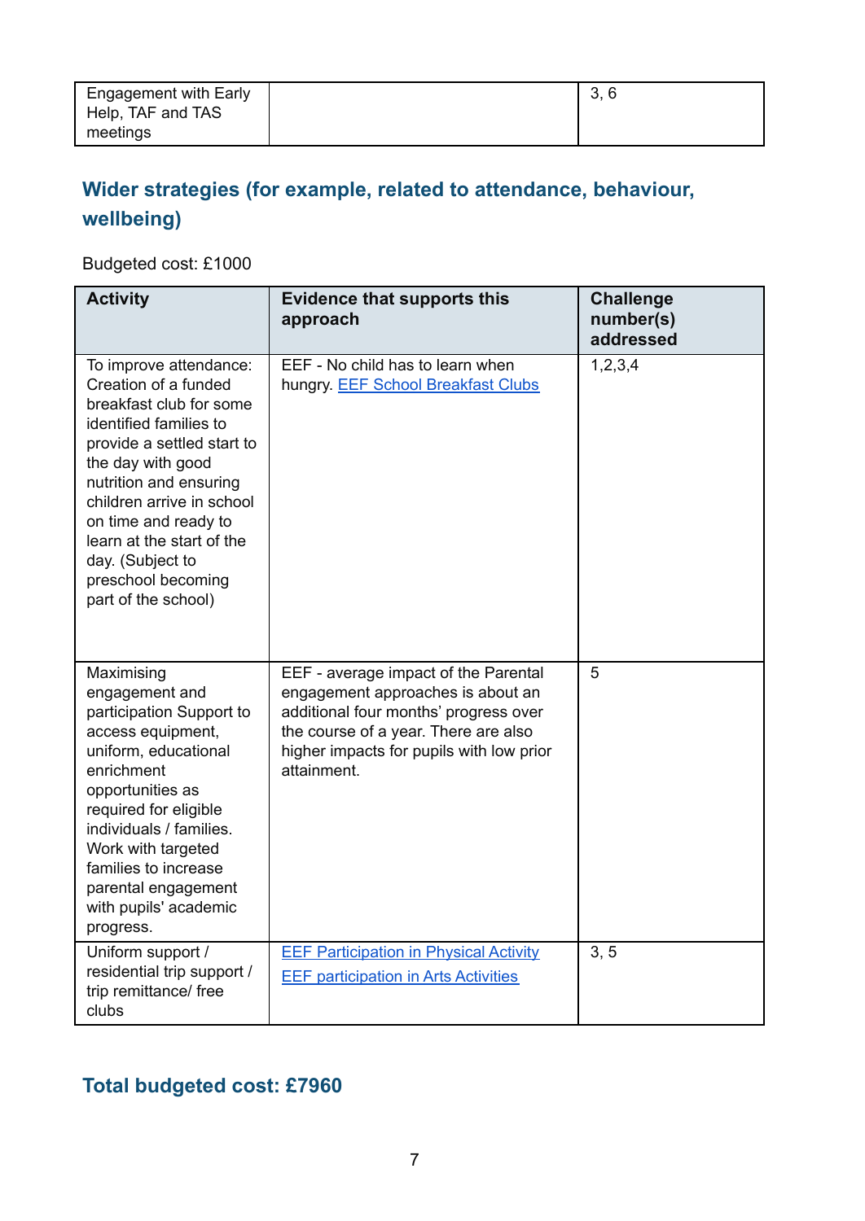| Engagement with Early Help, TAF and TAS meetings | | 3, 6 |
|---|---|---|

## Wider strategies (for example, related to attendance, behaviour, wellbeing)

Budgeted cost: £1000

| Activity | Evidence that supports this approach | Challenge number(s) addressed |
|---|---|---|
| To improve attendance: Creation of a funded breakfast club for some identified families to provide a settled start to the day with good nutrition and ensuring children arrive in school on time and ready to learn at the start of the day. (Subject to preschool becoming part of the school) | EEF - No child has to learn when hungry. EEF School Breakfast Clubs | 1,2,3,4 |
| Maximising engagement and participation Support to access equipment, uniform, educational enrichment opportunities as required for eligible individuals / families. Work with targeted families to increase parental engagement with pupils' academic progress. | EEF - average impact of the Parental engagement approaches is about an additional four months' progress over the course of a year. There are also higher impacts for pupils with low prior attainment. | 5 |
| Uniform support / residential trip support / trip remittance/ free clubs | EEF Participation in Physical Activity<br>EEF participation in Arts Activities | 3, 5 |

## Total budgeted cost: £7960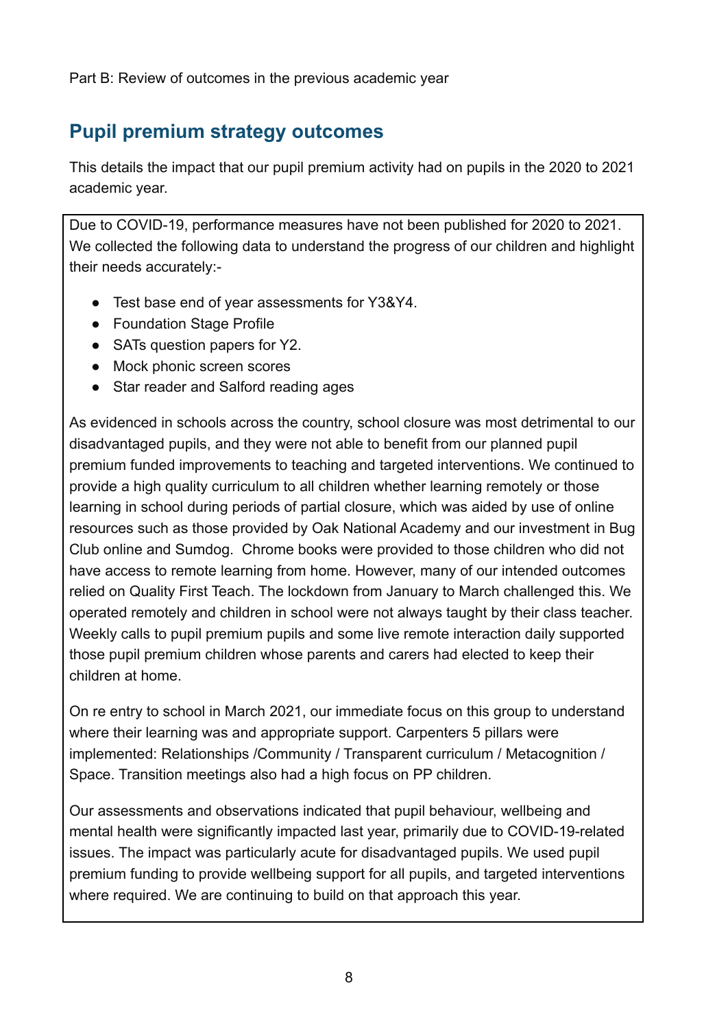Part B: Review of outcomes in the previous academic year

## Pupil premium strategy outcomes

This details the impact that our pupil premium activity had on pupils in the 2020 to 2021 academic year.

Due to COVID-19, performance measures have not been published for 2020 to 2021. We collected the following data to understand the progress of our children and highlight their needs accurately:-

- Test base end of year assessments for Y3&Y4.
- Foundation Stage Profile
- SATs question papers for Y2.
- Mock phonic screen scores
- Star reader and Salford reading ages

As evidenced in schools across the country, school closure was most detrimental to our disadvantaged pupils, and they were not able to benefit from our planned pupil premium funded improvements to teaching and targeted interventions. We continued to provide a high quality curriculum to all children whether learning remotely or those learning in school during periods of partial closure, which was aided by use of online resources such as those provided by Oak National Academy and our investment in Bug Club online and Sumdog. Chrome books were provided to those children who did not have access to remote learning from home. However, many of our intended outcomes relied on Quality First Teach. The lockdown from January to March challenged this. We operated remotely and children in school were not always taught by their class teacher. Weekly calls to pupil premium pupils and some live remote interaction daily supported those pupil premium children whose parents and carers had elected to keep their children at home.

On re entry to school in March 2021, our immediate focus on this group to understand where their learning was and appropriate support. Carpenters 5 pillars were implemented: Relationships /Community / Transparent curriculum / Metacognition / Space. Transition meetings also had a high focus on PP children.

Our assessments and observations indicated that pupil behaviour, wellbeing and mental health were significantly impacted last year, primarily due to COVID-19-related issues. The impact was particularly acute for disadvantaged pupils. We used pupil premium funding to provide wellbeing support for all pupils, and targeted interventions where required. We are continuing to build on that approach this year.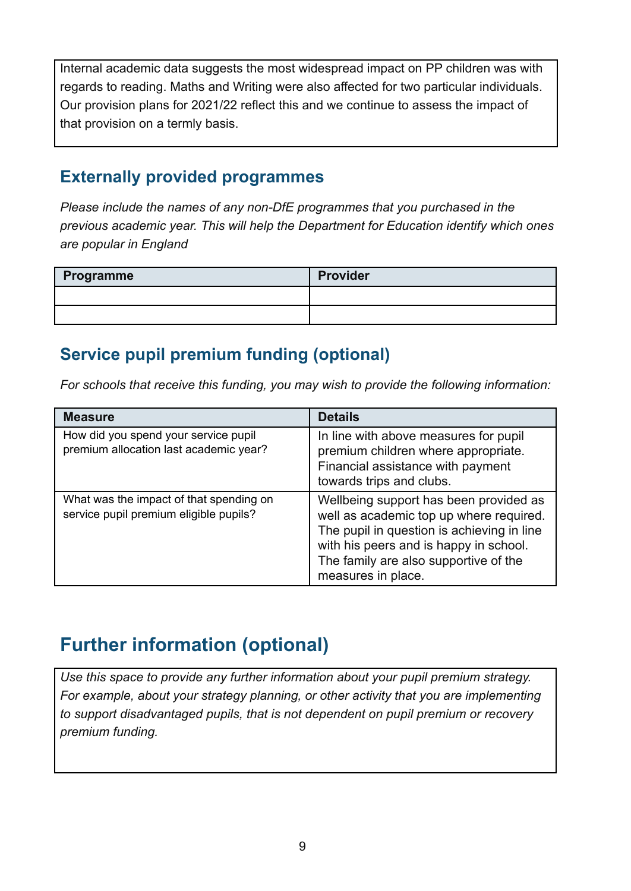Internal academic data suggests the most widespread impact on PP children was with regards to reading. Maths and Writing were also affected for two particular individuals. Our provision plans for 2021/22 reflect this and we continue to assess the impact of that provision on a termly basis.

## Externally provided programmes

*Please include the names of any non-DfE programmes that you purchased in the previous academic year. This will help the Department for Education identify which ones are popular in England*

| Programme | Provider |
|---|---|
| | |
| | |

## Service pupil premium funding (optional)

*For schools that receive this funding, you may wish to provide the following information:*

| Measure | Details |
|---|---|
| How did you spend your service pupil premium allocation last academic year? | In line with above measures for pupil premium children where appropriate. Financial assistance with payment towards trips and clubs. |
| What was the impact of that spending on service pupil premium eligible pupils? | Wellbeing support has been provided as well as academic top up where required. The pupil in question is achieving in line with his peers and is happy in school. The family are also supportive of the measures in place. |

# Further information (optional)

*Use this space to provide any further information about your pupil premium strategy. For example, about your strategy planning, or other activity that you are implementing to support disadvantaged pupils, that is not dependent on pupil premium or recovery premium funding.*